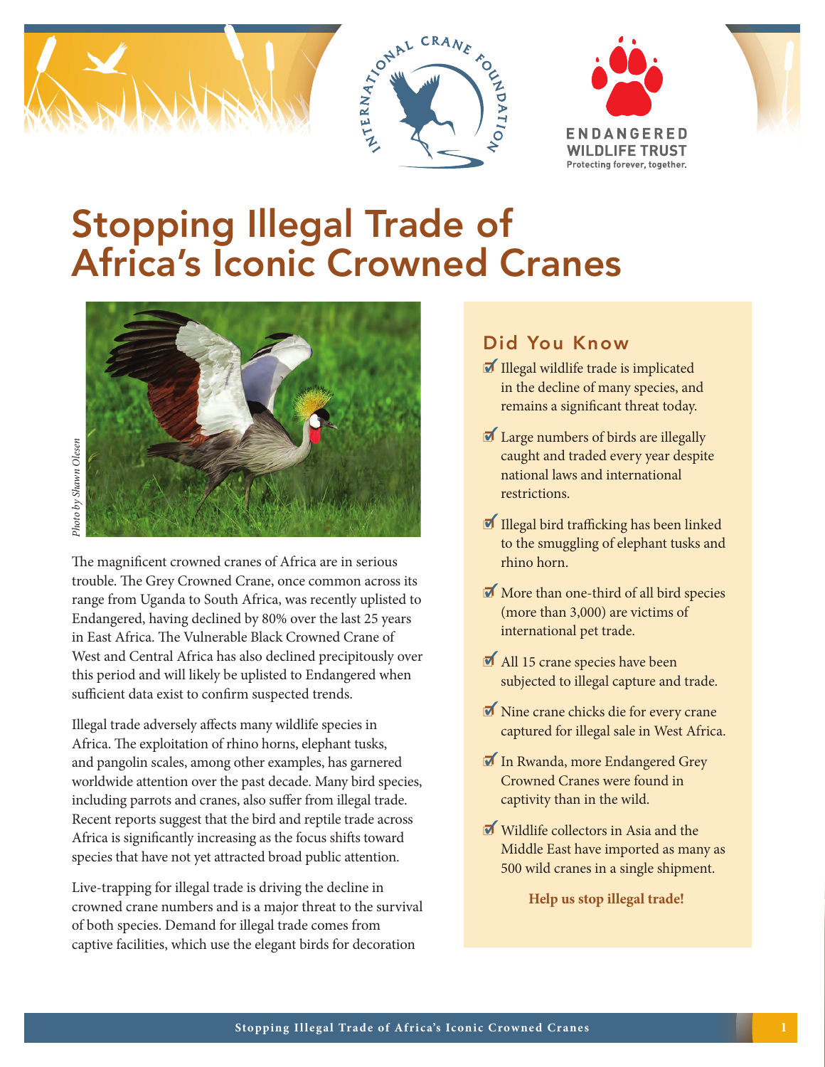# Stopping Illegal Trade of Africa's Iconic Crowned Cranes

*Photo by Shawn Olesen*

The magnificent crowned cranes of Africa are in serious trouble. The Grey Crowned Crane, once common across its range from Uganda to South Africa, was recently uplisted to Endangered, having declined by 80% over the last 25 years in East Africa. The Vulnerable Black Crowned Crane of West and Central Africa has also declined precipitously over this period and will likely be uplisted to Endangered when sufficient data exist to confirm suspected trends.

Illegal trade adversely affects many wildlife species in Africa. The exploitation of rhino horns, elephant tusks, and pangolin scales, among other examples, has garnered worldwide attention over the past decade. Many bird species, including parrots and cranes, also suffer from illegal trade. Recent reports suggest that the bird and reptile trade across Africa is significantly increasing as the focus shifts toward species that have not yet attracted broad public attention.

Live-trapping for illegal trade is driving the decline in crowned crane numbers and is a major threat to the survival of both species. Demand for illegal trade comes from captive facilities, which use the elegant birds for decoration

## Did You Know

- Illegal wildlife trade is implicated in the decline of many species, and remains a significant threat today.
- Large numbers of birds are illegally caught and traded every year despite national laws and international restrictions.
- Illegal bird trafficking has been linked to the smuggling of elephant tusks and rhino horn.
- More than one-third of all bird species (more than 3,000) are victims of international pet trade.
- All 15 crane species have been subjected to illegal capture and trade.
- Nine crane chicks die for every crane captured for illegal sale in West Africa.
- In Rwanda, more Endangered Grey Crowned Cranes were found in captivity than in the wild.
- Wildlife collectors in Asia and the Middle East have imported as many as 500 wild cranes in a single shipment.

**Help us stop illegal trade!**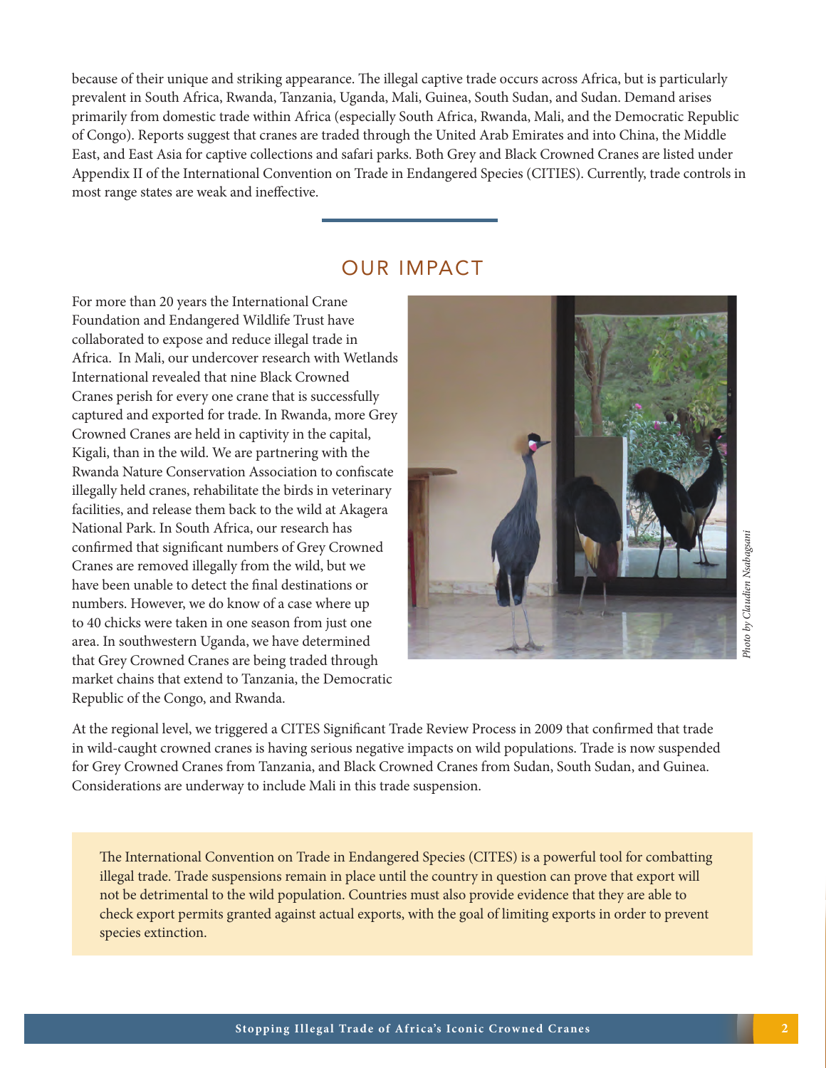because of their unique and striking appearance. The illegal captive trade occurs across Africa, but is particularly prevalent in South Africa, Rwanda, Tanzania, Uganda, Mali, Guinea, South Sudan, and Sudan. Demand arises primarily from domestic trade within Africa (especially South Africa, Rwanda, Mali, and the Democratic Republic of Congo). Reports suggest that cranes are traded through the United Arab Emirates and into China, the Middle East, and East Asia for captive collections and safari parks. Both Grey and Black Crowned Cranes are listed under Appendix II of the International Convention on Trade in Endangered Species (CITIES). Currently, trade controls in most range states are weak and ineffective.

## OUR IMPACT

For more than 20 years the International Crane Foundation and Endangered Wildlife Trust have collaborated to expose and reduce illegal trade in Africa. In Mali, our undercover research with Wetlands International revealed that nine Black Crowned Cranes perish for every one crane that is successfully captured and exported for trade. In Rwanda, more Grey Crowned Cranes are held in captivity in the capital, Kigali, than in the wild. We are partnering with the Rwanda Nature Conservation Association to confiscate illegally held cranes, rehabilitate the birds in veterinary facilities, and release them back to the wild at Akagera National Park. In South Africa, our research has confirmed that significant numbers of Grey Crowned Cranes are removed illegally from the wild, but we have been unable to detect the final destinations or numbers. However, we do know of a case where up to 40 chicks were taken in one season from just one area. In southwestern Uganda, we have determined that Grey Crowned Cranes are being traded through market chains that extend to Tanzania, the Democratic Republic of the Congo, and Rwanda.

*Photo by Claudien Nsabagsani*

At the regional level, we triggered a CITES Significant Trade Review Process in 2009 that confirmed that trade in wild-caught crowned cranes is having serious negative impacts on wild populations. Trade is now suspended for Grey Crowned Cranes from Tanzania, and Black Crowned Cranes from Sudan, South Sudan, and Guinea. Considerations are underway to include Mali in this trade suspension.

> The International Convention on Trade in Endangered Species (CITES) is a powerful tool for combatting illegal trade. Trade suspensions remain in place until the country in question can prove that export will not be detrimental to the wild population. Countries must also provide evidence that they are able to check export permits granted against actual exports, with the goal of limiting exports in order to prevent species extinction.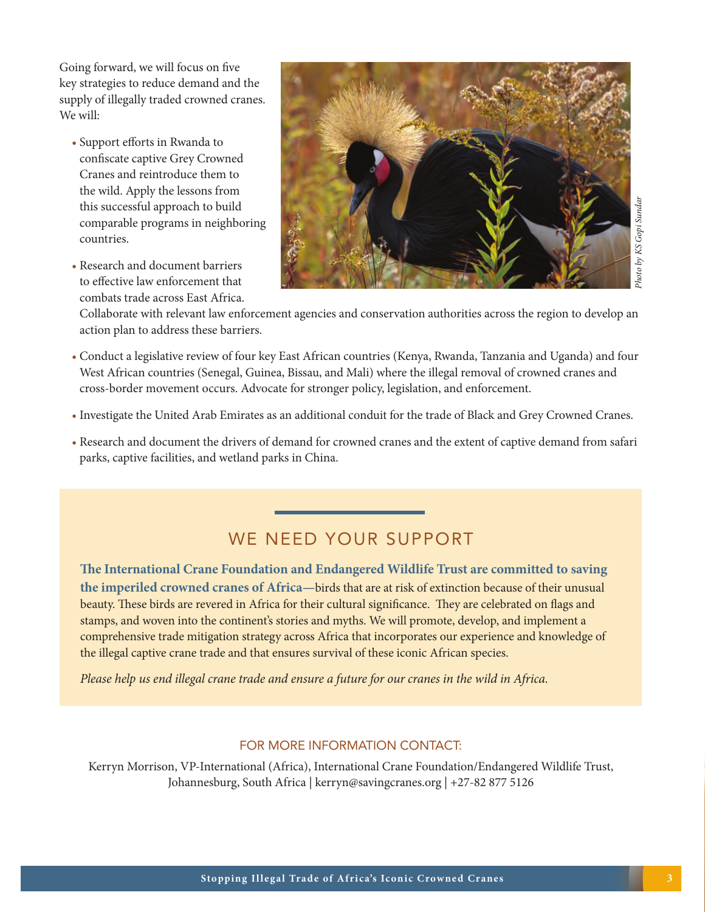Going forward, we will focus on five key strategies to reduce demand and the supply of illegally traded crowned cranes. We will:

- Support efforts in Rwanda to confiscate captive Grey Crowned Cranes and reintroduce them to the wild. Apply the lessons from this successful approach to build comparable programs in neighboring countries.
- Research and document barriers to effective law enforcement that combats trade across East Africa. Collaborate with relevant law enforcement agencies and conservation authorities across the region to develop an action plan to address these barriers.
- Conduct a legislative review of four key East African countries (Kenya, Rwanda, Tanzania and Uganda) and four West African countries (Senegal, Guinea, Bissau, and Mali) where the illegal removal of crowned cranes and cross-border movement occurs. Advocate for stronger policy, legislation, and enforcement.
- Investigate the United Arab Emirates as an additional conduit for the trade of Black and Grey Crowned Cranes.
- Research and document the drivers of demand for crowned cranes and the extent of captive demand from safari parks, captive facilities, and wetland parks in China.

*Photo by KS Gopi Sundar*

## WE NEED YOUR SUPPORT

**The International Crane Foundation and Endangered Wildlife Trust are committed to saving the imperiled crowned cranes of Africa**—birds that are at risk of extinction because of their unusual beauty. These birds are revered in Africa for their cultural significance. They are celebrated on flags and stamps, and woven into the continent's stories and myths. We will promote, develop, and implement a comprehensive trade mitigation strategy across Africa that incorporates our experience and knowledge of the illegal captive crane trade and that ensures survival of these iconic African species.

*Please help us end illegal crane trade and ensure a future for our cranes in the wild in Africa.*

### FOR MORE INFORMATION CONTACT:

Kerryn Morrison, VP-International (Africa), International Crane Foundation/Endangered Wildlife Trust, Johannesburg, South Africa | kerryn@savingcranes.org | +27-82 877 5126